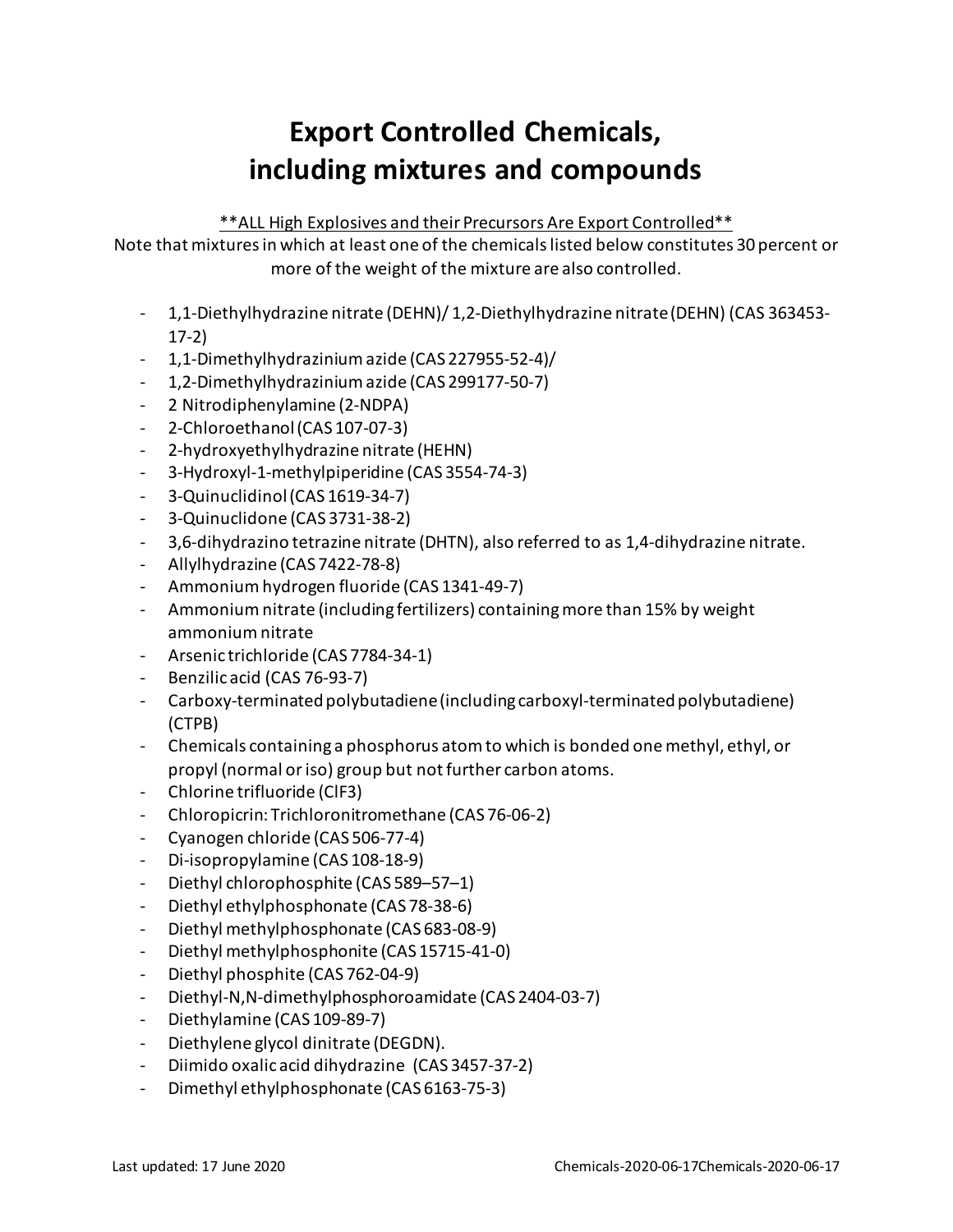# Export Controlled Chemicals, including mixtures and compounds

**ALL High Explosives and their Precursors Are Export Controlled**

Note that mixtures in which at least one of the chemicals listed below constitutes 30 percent or more of the weight of the mixture are also controlled.

- 1,1-Diethylhydrazine nitrate (DEHN)/ 1,2-Diethylhydrazine nitrate (DEHN) (CAS 363453-17-2)
- 1,1-Dimethylhydrazinium azide (CAS 227955-52-4)/
- 1,2-Dimethylhydrazinium azide (CAS 299177-50-7)
- 2 Nitrodiphenylamine (2-NDPA)
- 2-Chloroethanol (CAS 107-07-3)
- 2-hydroxyethylhydrazine nitrate (HEHN)
- 3-Hydroxyl-1-methylpiperidine (CAS 3554-74-3)
- 3-Quinuclidinol (CAS 1619-34-7)
- 3-Quinuclidone (CAS 3731-38-2)
- 3,6-dihydrazino tetrazine nitrate (DHTN), also referred to as 1,4-dihydrazine nitrate.
- Allylhydrazine (CAS 7422-78-8)
- Ammonium hydrogen fluoride (CAS 1341-49-7)
- Ammonium nitrate (including fertilizers) containing more than 15% by weight ammonium nitrate
- Arsenic trichloride (CAS 7784-34-1)
- Benzilic acid (CAS 76-93-7)
- Carboxy-terminated polybutadiene (including carboxyl-terminated polybutadiene) (CTPB)
- Chemicals containing a phosphorus atom to which is bonded one methyl, ethyl, or propyl (normal or iso) group but not further carbon atoms.
- Chlorine trifluoride ($ClF_3$)
- Chloropicrin: Trichloronitromethane (CAS 76-06-2)
- Cyanogen chloride (CAS 506-77-4)
- Di-isopropylamine (CAS 108-18-9)
- Diethyl chlorophosphite (CAS 589–57–1)
- Diethyl ethylphosphonate (CAS 78-38-6)
- Diethyl methylphosphonate (CAS 683-08-9)
- Diethyl methylphosphonite (CAS 15715-41-0)
- Diethyl phosphite (CAS 762-04-9)
- Diethyl-N,N-dimethylphosphoroamidate (CAS 2404-03-7)
- Diethylamine (CAS 109-89-7)
- Diethylene glycol dinitrate (DEGDN).
- Diimido oxalic acid dihydrazine (CAS 3457-37-2)
- Dimethyl ethylphosphonate (CAS 6163-75-3)

Last updated: 17 June 2020 Chemicals-2020-06-17Chemicals-2020-06-17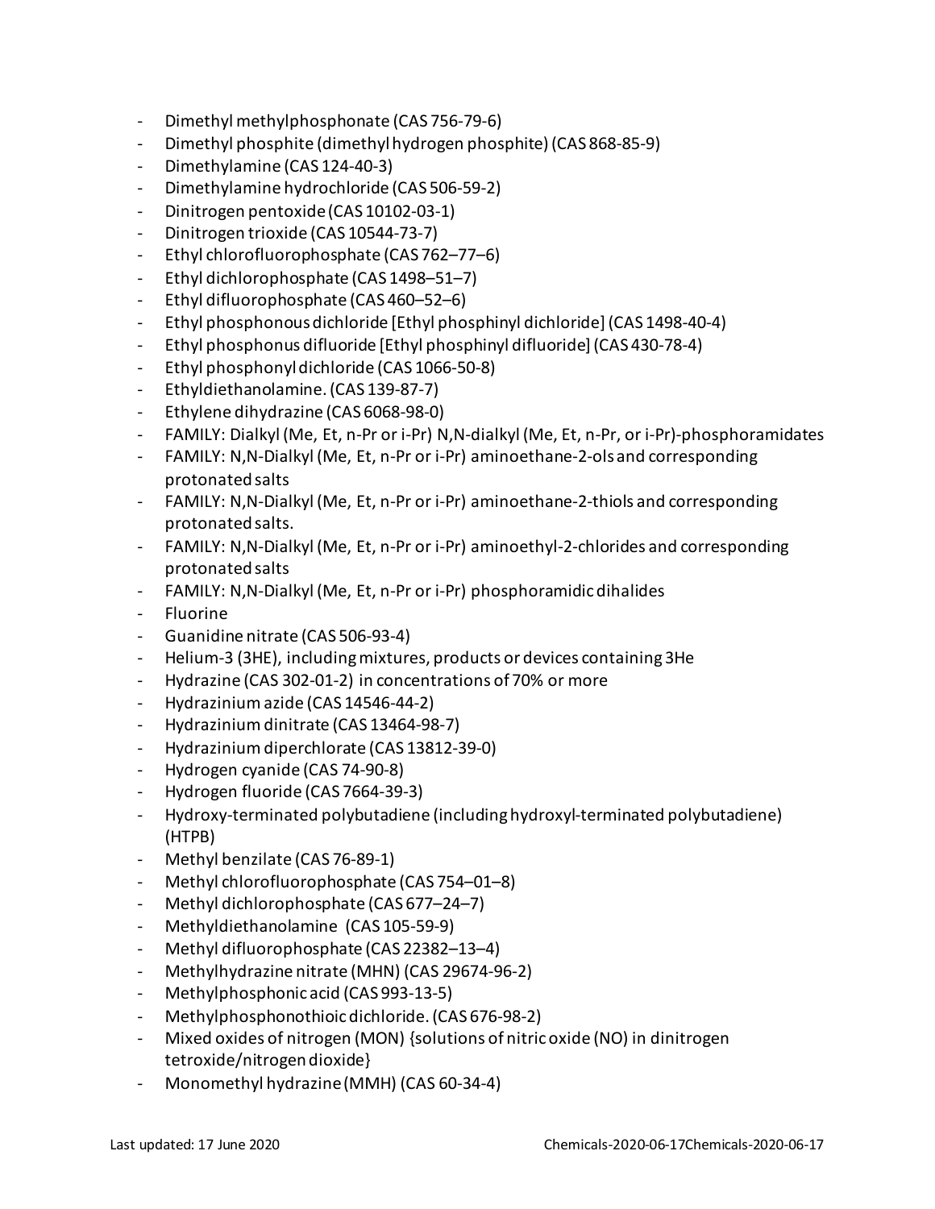- Dimethyl methylphosphonate (CAS 756-79-6)
- Dimethyl phosphite (dimethyl hydrogen phosphite) (CAS 868-85-9)
- Dimethylamine (CAS 124-40-3)
- Dimethylamine hydrochloride (CAS 506-59-2)
- Dinitrogen pentoxide (CAS 10102-03-1)
- Dinitrogen trioxide (CAS 10544-73-7)
- Ethyl chlorofluorophosphate (CAS 762–77–6)
- Ethyl dichlorophosphate (CAS 1498–51–7)
- Ethyl difluorophosphate (CAS 460–52–6)
- Ethyl phosphonous dichloride [Ethyl phosphinyl dichloride] (CAS 1498-40-4)
- Ethyl phosphonus difluoride [Ethyl phosphinyl difluoride] (CAS 430-78-4)
- Ethyl phosphonyl dichloride (CAS 1066-50-8)
- Ethyldiethanolamine. (CAS 139-87-7)
- Ethylene dihydrazine (CAS 6068-98-0)
- FAMILY: Dialkyl (Me, Et, n-Pr or i-Pr) N,N-dialkyl (Me, Et, n-Pr, or i-Pr)-phosphoramidates
- FAMILY: N,N-Dialkyl (Me, Et, n-Pr or i-Pr) aminoethane-2-ols and corresponding protonated salts
- FAMILY: N,N-Dialkyl (Me, Et, n-Pr or i-Pr) aminoethane-2-thiols and corresponding protonated salts.
- FAMILY: N,N-Dialkyl (Me, Et, n-Pr or i-Pr) aminoethyl-2-chlorides and corresponding protonated salts
- FAMILY: N,N-Dialkyl (Me, Et, n-Pr or i-Pr) phosphoramidic dihalides
- Fluorine
- Guanidine nitrate (CAS 506-93-4)
- Helium-3 (3HE), including mixtures, products or devices containing 3He
- Hydrazine (CAS 302-01-2) in concentrations of 70% or more
- Hydrazinium azide (CAS 14546-44-2)
- Hydrazinium dinitrate (CAS 13464-98-7)
- Hydrazinium diperchlorate (CAS 13812-39-0)
- Hydrogen cyanide (CAS 74-90-8)
- Hydrogen fluoride (CAS 7664-39-3)
- Hydroxy-terminated polybutadiene (including hydroxyl-terminated polybutadiene) (HTPB)
- Methyl benzilate (CAS 76-89-1)
- Methyl chlorofluorophosphate (CAS 754–01–8)
- Methyl dichlorophosphate (CAS 677–24–7)
- Methyldiethanolamine (CAS 105-59-9)
- Methyl difluorophosphate (CAS 22382–13–4)
- Methylhydrazine nitrate (MHN) (CAS 29674-96-2)
- Methylphosphonic acid (CAS 993-13-5)
- Methylphosphonothioic dichloride. (CAS 676-98-2)
- Mixed oxides of nitrogen (MON) {solutions of nitric oxide (NO) in dinitrogen tetroxide/nitrogen dioxide}
- Monomethyl hydrazine (MMH) (CAS 60-34-4)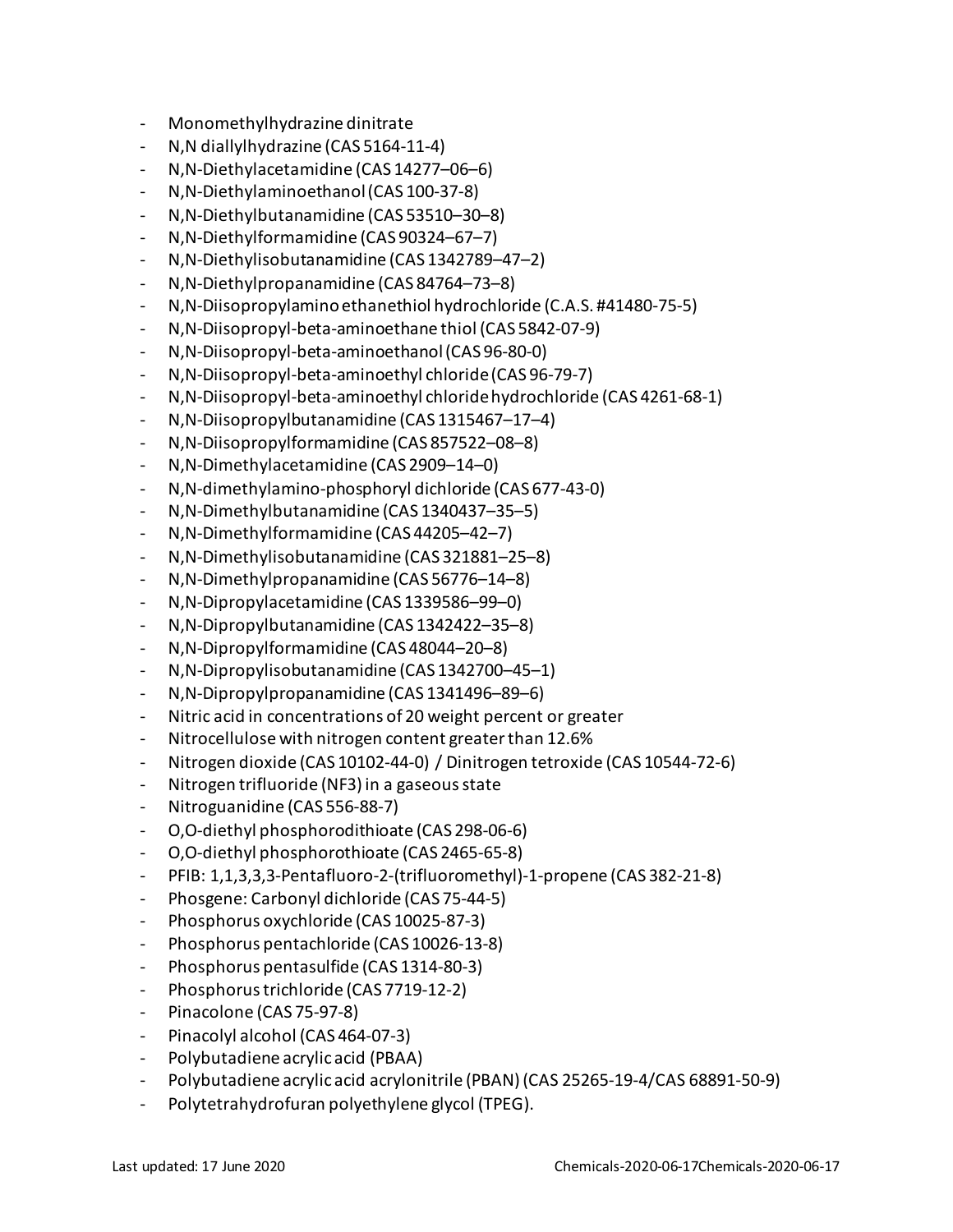- Monomethylhydrazine dinitrate
- N,N diallylhydrazine (CAS 5164-11-4)
- N,N-Diethylacetamidine (CAS 14277–06–6)
- N,N-Diethylaminoethanol (CAS 100-37-8)
- N,N-Diethylbutanamidine (CAS 53510–30–8)
- N,N-Diethylformamidine (CAS 90324–67–7)
- N,N-Diethylisobutanamidine (CAS 1342789–47–2)
- N,N-Diethylpropanamidine (CAS 84764–73–8)
- N,N-Diisopropylamino ethanethiol hydrochloride (C.A.S. #41480-75-5)
- N,N-Diisopropyl-beta-aminoethane thiol (CAS 5842-07-9)
- N,N-Diisopropyl-beta-aminoethanol (CAS 96-80-0)
- N,N-Diisopropyl-beta-aminoethyl chloride (CAS 96-79-7)
- N,N-Diisopropyl-beta-aminoethyl chloride hydrochloride (CAS 4261-68-1)
- N,N-Diisopropylbutanamidine (CAS 1315467–17–4)
- N,N-Diisopropylformamidine (CAS 857522–08–8)
- N,N-Dimethylacetamidine (CAS 2909–14–0)
- N,N-dimethylamino-phosphoryl dichloride (CAS 677-43-0)
- N,N-Dimethylbutanamidine (CAS 1340437–35–5)
- N,N-Dimethylformamidine (CAS 44205–42–7)
- N,N-Dimethylisobutanamidine (CAS 321881–25–8)
- N,N-Dimethylpropanamidine (CAS 56776–14–8)
- N,N-Dipropylacetamidine (CAS 1339586–99–0)
- N,N-Dipropylbutanamidine (CAS 1342422–35–8)
- N,N-Dipropylformamidine (CAS 48044–20–8)
- N,N-Dipropylisobutanamidine (CAS 1342700–45–1)
- N,N-Dipropylpropanamidine (CAS 1341496–89–6)
- Nitric acid in concentrations of 20 weight percent or greater
- Nitrocellulose with nitrogen content greater than 12.6%
- Nitrogen dioxide (CAS 10102-44-0) / Dinitrogen tetroxide (CAS 10544-72-6)
- Nitrogen trifluoride ($NF_3$) in a gaseous state
- Nitroguanidine (CAS 556-88-7)
- O,O-diethyl phosphorodithioate (CAS 298-06-6)
- O,O-diethyl phosphorothioate (CAS 2465-65-8)
- PFIB: 1,1,3,3,3-Pentafluoro-2-(trifluoromethyl)-1-propene (CAS 382-21-8)
- Phosgene: Carbonyl dichloride (CAS 75-44-5)
- Phosphorus oxychloride (CAS 10025-87-3)
- Phosphorus pentachloride (CAS 10026-13-8)
- Phosphorus pentasulfide (CAS 1314-80-3)
- Phosphorus trichloride (CAS 7719-12-2)
- Pinacolone (CAS 75-97-8)
- Pinacolyl alcohol (CAS 464-07-3)
- Polybutadiene acrylic acid (PBAA)
- Polybutadiene acrylic acid acrylonitrile (PBAN) (CAS 25265-19-4/CAS 68891-50-9)
- Polytetrahydrofuran polyethylene glycol (TPEG).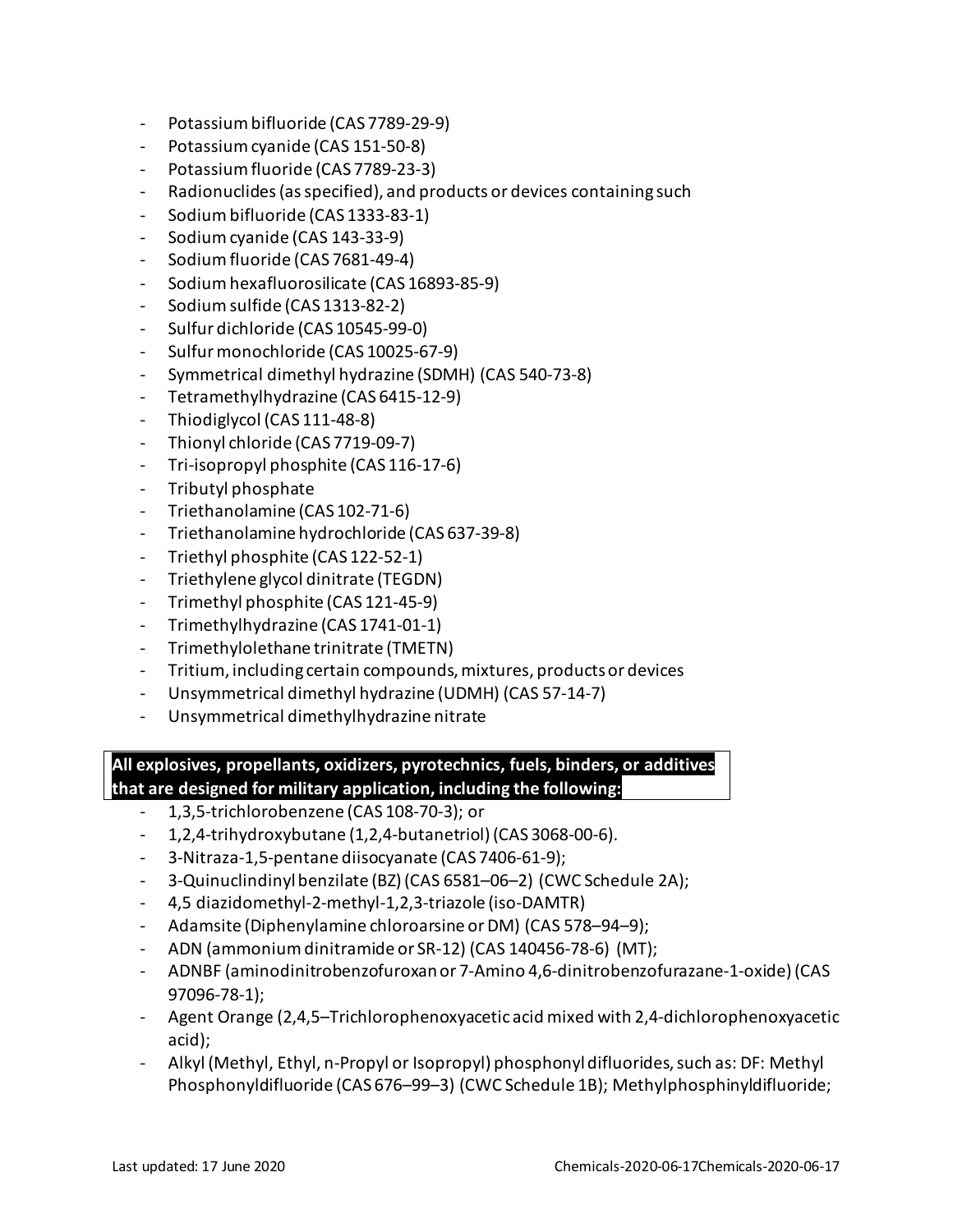- Potassium bifluoride (CAS 7789-29-9)
- Potassium cyanide (CAS 151-50-8)
- Potassium fluoride (CAS 7789-23-3)
- Radionuclides (as specified), and products or devices containing such
- Sodium bifluoride (CAS 1333-83-1)
- Sodium cyanide (CAS 143-33-9)
- Sodium fluoride (CAS 7681-49-4)
- Sodium hexafluorosilicate (CAS 16893-85-9)
- Sodium sulfide (CAS 1313-82-2)
- Sulfur dichloride (CAS 10545-99-0)
- Sulfur monochloride (CAS 10025-67-9)
- Symmetrical dimethyl hydrazine (SDMH) (CAS 540-73-8)
- Tetramethylhydrazine (CAS 6415-12-9)
- Thiodiglycol (CAS 111-48-8)
- Thionyl chloride (CAS 7719-09-7)
- Tri-isopropyl phosphite (CAS 116-17-6)
- Tributyl phosphate
- Triethanolamine (CAS 102-71-6)
- Triethanolamine hydrochloride (CAS 637-39-8)
- Triethyl phosphite (CAS 122-52-1)
- Triethylene glycol dinitrate (TEGDN)
- Trimethyl phosphite (CAS 121-45-9)
- Trimethylhydrazine (CAS 1741-01-1)
- Trimethylolethane trinitrate (TMETN)
- Tritium, including certain compounds, mixtures, products or devices
- Unsymmetrical dimethyl hydrazine (UDMH) (CAS 57-14-7)
- Unsymmetrical dimethylhydrazine nitrate

**All explosives, propellants, oxidizers, pyrotechnics, fuels, binders, or additives that are designed for military application, including the following:**

- 1,3,5-trichlorobenzene (CAS 108-70-3); or
- 1,2,4-trihydroxybutane (1,2,4-butanetriol) (CAS 3068-00-6).
- 3-Nitraza-1,5-pentane diisocyanate (CAS 7406-61-9);
- 3-Quinuclindinyl benzilate (BZ) (CAS 6581–06–2) (CWC Schedule 2A);
- 4,5 diazidomethyl-2-methyl-1,2,3-triazole (iso-DAMTR)
- Adamsite (Diphenylamine chloroarsine or DM) (CAS 578–94–9);
- ADN (ammonium dinitramide or SR-12) (CAS 140456-78-6) (MT);
- ADNBF (aminodinitrobenzofuroxan or 7-Amino 4,6-dinitrobenzofurazane-1-oxide) (CAS 97096-78-1);
- Agent Orange (2,4,5–Trichlorophenoxyacetic acid mixed with 2,4-dichlorophenoxyacetic acid);
- Alkyl (Methyl, Ethyl, n-Propyl or Isopropyl) phosphonyl difluorides, such as: DF: Methyl Phosphonyldifluoride (CAS 676–99–3) (CWC Schedule 1B); Methylphosphinyldifluoride;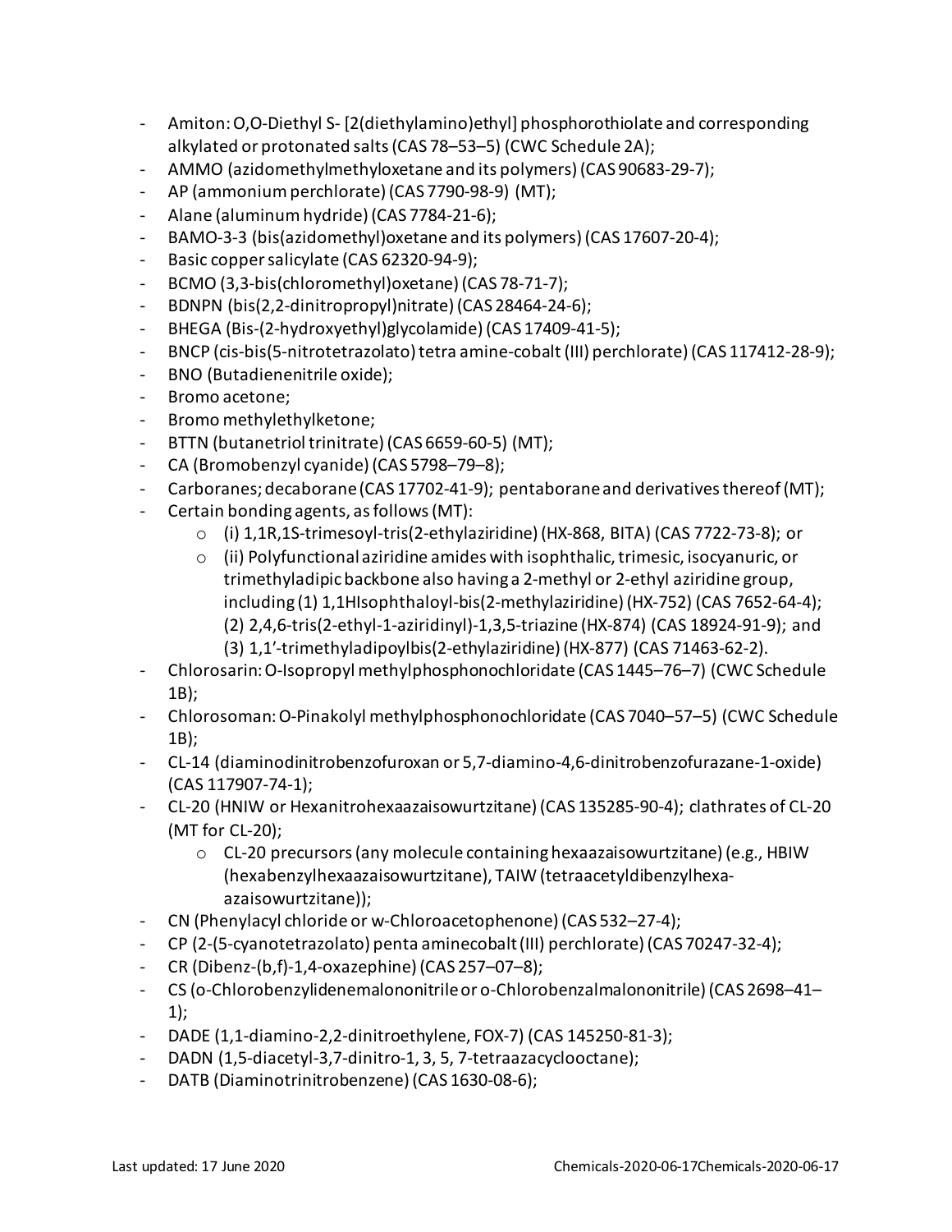- Amiton: O,O-Diethyl S- [2(diethylamino)ethyl] phosphorothiolate and corresponding alkylated or protonated salts (CAS 78–53–5) (CWC Schedule 2A);
- AMMO (azidomethylmethyloxetane and its polymers) (CAS 90683-29-7);
- AP (ammonium perchlorate) (CAS 7790-98-9) (MT);
- Alane (aluminum hydride) (CAS 7784-21-6);
- BAMO-3-3 (bis(azidomethyl)oxetane and its polymers) (CAS 17607-20-4);
- Basic copper salicylate (CAS 62320-94-9);
- BCMO (3,3-bis(chloromethyl)oxetane) (CAS 78-71-7);
- BDNPN (bis(2,2-dinitropropyl)nitrate) (CAS 28464-24-6);
- BHEGA (Bis-(2-hydroxyethyl)glycolamide) (CAS 17409-41-5);
- BNCP (cis-bis(5-nitrotetrazolato) tetra amine-cobalt (III) perchlorate) (CAS 117412-28-9);
- BNO (Butadienenitrile oxide);
- Bromo acetone;
- Bromo methylethylketone;
- BTTN (butanetriol trinitrate) (CAS 6659-60-5) (MT);
- CA (Bromobenzyl cyanide) (CAS 5798–79–8);
- Carboranes; decaborane (CAS 17702-41-9); pentaborane and derivatives thereof (MT);
- Certain bonding agents, as follows (MT):
  - (i) 1,1R,1S-trimesoyl-tris(2-ethylaziridine) (HX-868, BITA) (CAS 7722-73-8); or
  - (ii) Polyfunctional aziridine amides with isophthalic, trimesic, isocyanuric, or trimethyladipic backbone also having a 2-methyl or 2-ethyl aziridine group, including (1) 1,1HIsophthaloyl-bis(2-methylaziridine) (HX-752) (CAS 7652-64-4); (2) 2,4,6-tris(2-ethyl-1-aziridinyl)-1,3,5-triazine (HX-874) (CAS 18924-91-9); and (3) 1,1'-trimethyladipoylbis(2-ethylaziridine) (HX-877) (CAS 71463-62-2).
- Chlorosarin: O-Isopropyl methylphosphonochloridate (CAS 1445–76–7) (CWC Schedule 1B);
- Chlorosoman: O-Pinakolyl methylphosphonochloridate (CAS 7040–57–5) (CWC Schedule 1B);
- CL-14 (diaminodinitrobenzofuroxan or 5,7-diamino-4,6-dinitrobenzofurazane-1-oxide) (CAS 117907-74-1);
- CL-20 (HNIW or Hexanitrohexaazaisowurtzitane) (CAS 135285-90-4); clathrates of CL-20 (MT for CL-20);
  - CL-20 precursors (any molecule containing hexaazaisowurtzitane) (e.g., HBIW (hexabenzylhexaazaisowurtzitane), TAIW (tetraacetyldibenzylhexa-azaisowurtzitane));
- CN (Phenylacyl chloride or w-Chloroacetophenone) (CAS 532–27-4);
- CP (2-(5-cyanotetrazolato) penta aminecobalt (III) perchlorate) (CAS 70247-32-4);
- CR (Dibenz-(b,f)-1,4-oxazephine) (CAS 257–07–8);
- CS (o-Chlorobenzylidenemalononitrile or o-Chlorobenzalmalononitrile) (CAS 2698–41–1);
- DADE (1,1-diamino-2,2-dinitroethylene, FOX-7) (CAS 145250-81-3);
- DADN (1,5-diacetyl-3,7-dinitro-1, 3, 5, 7-tetraazacyclooctane);
- DATB (Diaminotrinitrobenzene) (CAS 1630-08-6);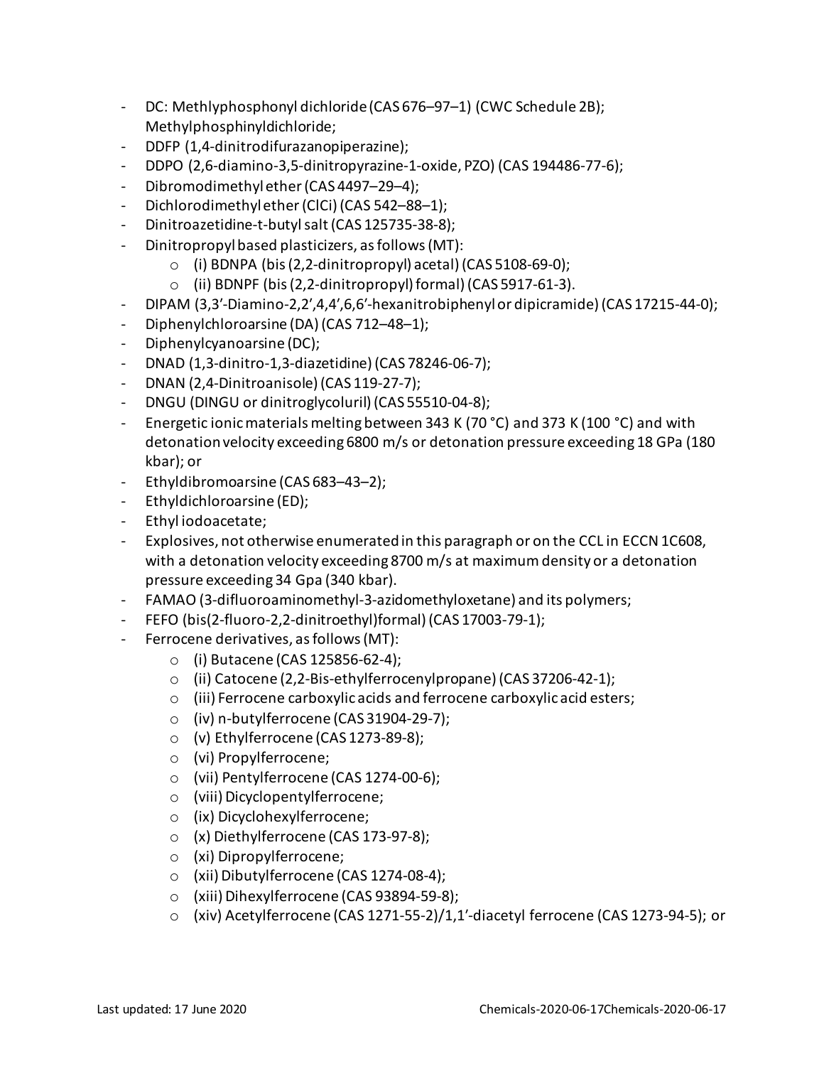- DC: Methlyphosphonyl dichloride (CAS 676–97–1) (CWC Schedule 2B); Methylphosphinyldichloride;
- DDFP (1,4-dinitrodifurazanopiperazine);
- DDPO (2,6-diamino-3,5-dinitropyrazine-1-oxide, PZO) (CAS 194486-77-6);
- Dibromodimethyl ether (CAS 4497–29–4);
- Dichlorodimethyl ether (ClCi) (CAS 542–88–1);
- Dinitroazetidine-t-butyl salt (CAS 125735-38-8);
- Dinitropropyl based plasticizers, as follows (MT):
  - (i) BDNPA (bis (2,2-dinitropropyl) acetal) (CAS 5108-69-0);
  - (ii) BDNPF (bis (2,2-dinitropropyl) formal) (CAS 5917-61-3).
- DIPAM (3,3'-Diamino-2,2',4,4',6,6'-hexanitrobiphenyl or dipicramide) (CAS 17215-44-0);
- Diphenylchloroarsine (DA) (CAS 712–48–1);
- Diphenylcyanoarsine (DC);
- DNAD (1,3-dinitro-1,3-diazetidine) (CAS 78246-06-7);
- DNAN (2,4-Dinitroanisole) (CAS 119-27-7);
- DNGU (DINGU or dinitroglycoluril) (CAS 55510-04-8);
- Energetic ionic materials melting between 343 K (70 °C) and 373 K (100 °C) and with detonation velocity exceeding 6800 m/s or detonation pressure exceeding 18 GPa (180 kbar); or
- Ethyldibromoarsine (CAS 683–43–2);
- Ethyldichloroarsine (ED);
- Ethyl iodoacetate;
- Explosives, not otherwise enumerated in this paragraph or on the CCL in ECCN 1C608, with a detonation velocity exceeding 8700 m/s at maximum density or a detonation pressure exceeding 34 Gpa (340 kbar).
- FAMAO (3-difluoroaminomethyl-3-azidomethyloxetane) and its polymers;
- FEFO (bis(2-fluoro-2,2-dinitroethyl)formal) (CAS 17003-79-1);
- Ferrocene derivatives, as follows (MT):
  - (i) Butacene (CAS 125856-62-4);
  - (ii) Catocene (2,2-Bis-ethylferrocenylpropane) (CAS 37206-42-1);
  - (iii) Ferrocene carboxylic acids and ferrocene carboxylic acid esters;
  - (iv) n-butylferrocene (CAS 31904-29-7);
  - (v) Ethylferrocene (CAS 1273-89-8);
  - (vi) Propylferrocene;
  - (vii) Pentylferrocene (CAS 1274-00-6);
  - (viii) Dicyclopentylferrocene;
  - (ix) Dicyclohexylferrocene;
  - (x) Diethylferrocene (CAS 173-97-8);
  - (xi) Dipropylferrocene;
  - (xii) Dibutylferrocene (CAS 1274-08-4);
  - (xiii) Dihexylferrocene (CAS 93894-59-8);
  - (xiv) Acetylferrocene (CAS 1271-55-2)/1,1'-diacetyl ferrocene (CAS 1273-94-5); or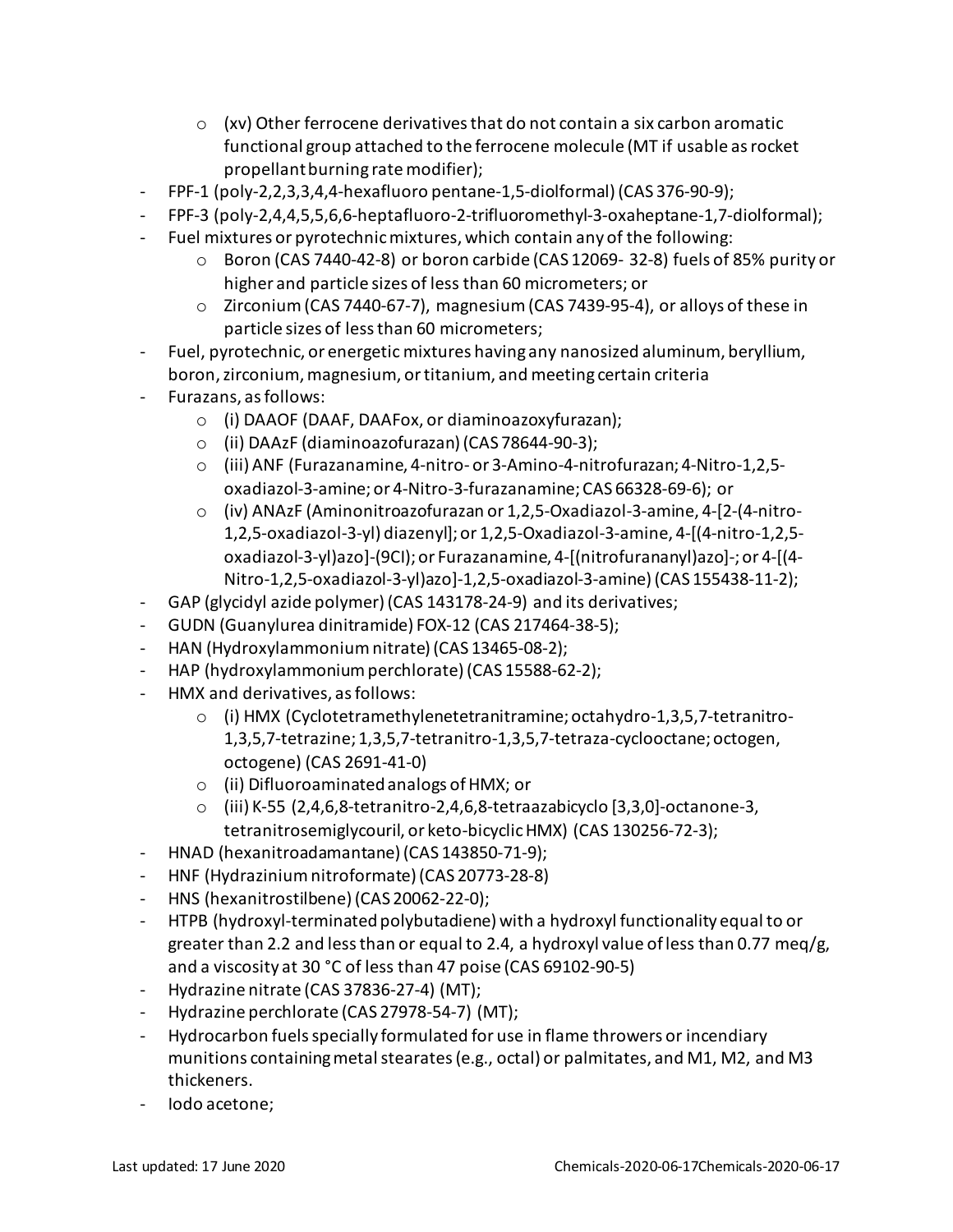- (xv) Other ferrocene derivatives that do not contain a six carbon aromatic functional group attached to the ferrocene molecule (MT if usable as rocket propellant burning rate modifier);
- FPF-1 (poly-2,2,3,3,4,4-hexafluoro pentane-1,5-diolformal) (CAS 376-90-9);
- FPF-3 (poly-2,4,4,5,5,6,6-heptafluoro-2-trifluoromethyl-3-oxaheptane-1,7-diolformal);
- Fuel mixtures or pyrotechnic mixtures, which contain any of the following:
    - Boron (CAS 7440-42-8) or boron carbide (CAS 12069- 32-8) fuels of 85% purity or higher and particle sizes of less than 60 micrometers; or
    - Zirconium (CAS 7440-67-7), magnesium (CAS 7439-95-4), or alloys of these in particle sizes of less than 60 micrometers;
- Fuel, pyrotechnic, or energetic mixtures having any nanosized aluminum, beryllium, boron, zirconium, magnesium, or titanium, and meeting certain criteria
- Furazans, as follows:
    - (i) DAAOF (DAAF, DAAFox, or diaminoazoxyfurazan);
    - (ii) DAAzF (diaminoazofurazan) (CAS 78644-90-3);
    - (iii) ANF (Furazanamine, 4-nitro- or 3-Amino-4-nitrofurazan; 4-Nitro-1,2,5-oxadiazol-3-amine; or 4-Nitro-3-furazanamine; CAS 66328-69-6); or
    - (iv) ANAzF (Aminonitroazofurazan or 1,2,5-Oxadiazol-3-amine, 4-[2-(4-nitro-1,2,5-oxadiazol-3-yl) diazenyl]; or 1,2,5-Oxadiazol-3-amine, 4-[(4-nitro-1,2,5-oxadiazol-3-yl)azo]-(9CI); or Furazanamine, 4-[(nitrofurananyl)azo]-; or 4-[(4-Nitro-1,2,5-oxadiazol-3-yl)azo]-1,2,5-oxadiazol-3-amine) (CAS 155438-11-2);
- GAP (glycidyl azide polymer) (CAS 143178-24-9) and its derivatives;
- GUDN (Guanylurea dinitramide) FOX-12 (CAS 217464-38-5);
- HAN (Hydroxylammonium nitrate) (CAS 13465-08-2);
- HAP (hydroxylammonium perchlorate) (CAS 15588-62-2);
- HMX and derivatives, as follows:
    - (i) HMX (Cyclotetramethylenetetranitramine; octahydro-1,3,5,7-tetranitro-1,3,5,7-tetrazine; 1,3,5,7-tetranitro-1,3,5,7-tetraza-cyclooctane; octogen, octogene) (CAS 2691-41-0)
    - (ii) Difluoroaminated analogs of HMX; or
    - (iii) K-55 (2,4,6,8-tetranitro-2,4,6,8-tetraazabicyclo [3,3,0]-octanone-3, tetranitrosemiglycouril, or keto-bicyclic HMX) (CAS 130256-72-3);
- HNAD (hexanitroadamantane) (CAS 143850-71-9);
- HNF (Hydrazinium nitroformate) (CAS 20773-28-8)
- HNS (hexanitrostilbene) (CAS 20062-22-0);
- HTPB (hydroxyl-terminated polybutadiene) with a hydroxyl functionality equal to or greater than 2.2 and less than or equal to 2.4, a hydroxyl value of less than 0.77 meq/g, and a viscosity at 30 °C of less than 47 poise (CAS 69102-90-5)
- Hydrazine nitrate (CAS 37836-27-4) (MT);
- Hydrazine perchlorate (CAS 27978-54-7) (MT);
- Hydrocarbon fuels specially formulated for use in flame throwers or incendiary munitions containing metal stearates (e.g., octal) or palmitates, and M1, M2, and M3 thickeners.
- Iodo acetone;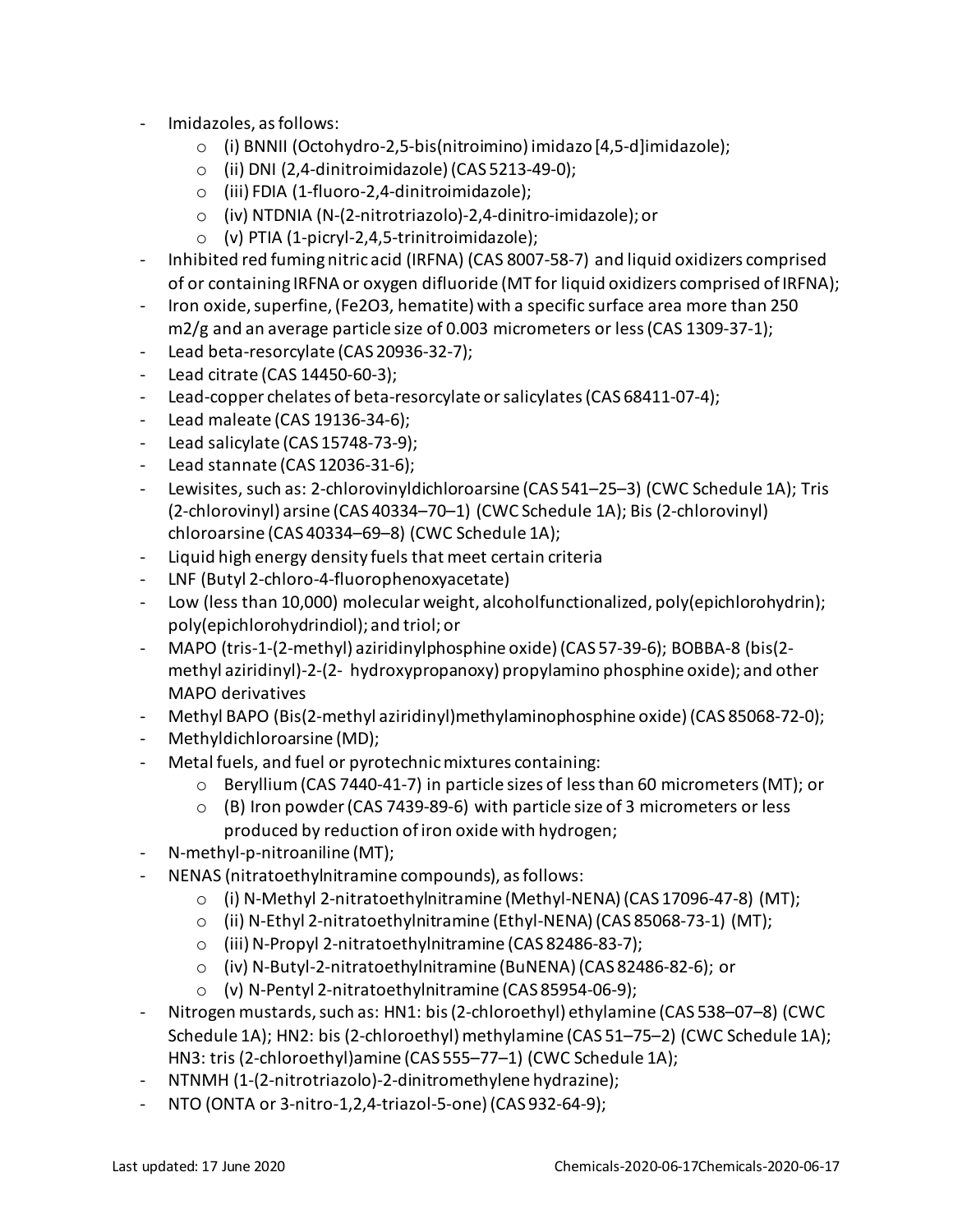- Imidazoles, as follows:
  - (i) BNNII (Octohydro-2,5-bis(nitroimino) imidazo [4,5-d]imidazole);
  - (ii) DNI (2,4-dinitroimidazole) (CAS 5213-49-0);
  - (iii) FDIA (1-fluoro-2,4-dinitroimidazole);
  - (iv) NTDNIA (N-(2-nitrotriazolo)-2,4-dinitro-imidazole); or
  - (v) PTIA (1-picryl-2,4,5-trinitroimidazole);
- Inhibited red fuming nitric acid (IRFNA) (CAS 8007-58-7) and liquid oxidizers comprised of or containing IRFNA or oxygen difluoride (MT for liquid oxidizers comprised of IRFNA);
- Iron oxide, superfine, ($Fe_2O_3$, hematite) with a specific surface area more than 250 $m^2/g$ and an average particle size of 0.003 micrometers or less (CAS 1309-37-1);
- Lead beta-resorcylate (CAS 20936-32-7);
- Lead citrate (CAS 14450-60-3);
- Lead-copper chelates of beta-resorcylate or salicylates (CAS 68411-07-4);
- Lead maleate (CAS 19136-34-6);
- Lead salicylate (CAS 15748-73-9);
- Lead stannate (CAS 12036-31-6);
- Lewisites, such as: 2-chlorovinyldichloroarsine (CAS 541–25–3) (CWC Schedule 1A); Tris (2-chlorovinyl) arsine (CAS 40334–70–1) (CWC Schedule 1A); Bis (2-chlorovinyl) chloroarsine (CAS 40334–69–8) (CWC Schedule 1A);
- Liquid high energy density fuels that meet certain criteria
- LNF (Butyl 2-chloro-4-fluorophenoxyacetate)
- Low (less than 10,000) molecular weight, alcoholfunctionalized, poly(epichlorohydrin); poly(epichlorohydrindiol); and triol; or
- MAPO (tris-1-(2-methyl) aziridinylphosphine oxide) (CAS 57-39-6); BOBBA-8 (bis(2-methyl aziridinyl)-2-(2- hydroxypropanoxy) propylamino phosphine oxide); and other MAPO derivatives
- Methyl BAPO (Bis(2-methyl aziridinyl)methylaminophosphine oxide) (CAS 85068-72-0);
- Methyldichloroarsine (MD);
- Metal fuels, and fuel or pyrotechnic mixtures containing:
  - Beryllium (CAS 7440-41-7) in particle sizes of less than 60 micrometers (MT); or
  - (B) Iron powder (CAS 7439-89-6) with particle size of 3 micrometers or less produced by reduction of iron oxide with hydrogen;
- N-methyl-p-nitroaniline (MT);
- NENAS (nitratoethylnitramine compounds), as follows:
  - (i) N-Methyl 2-nitratoethylnitramine (Methyl-NENA) (CAS 17096-47-8) (MT);
  - (ii) N-Ethyl 2-nitratoethylnitramine (Ethyl-NENA) (CAS 85068-73-1) (MT);
  - (iii) N-Propyl 2-nitratoethylnitramine (CAS 82486-83-7);
  - (iv) N-Butyl-2-nitratoethylnitramine (BuNENA) (CAS 82486-82-6); or
  - (v) N-Pentyl 2-nitratoethylnitramine (CAS 85954-06-9);
- Nitrogen mustards, such as: HN1: bis (2-chloroethyl) ethylamine (CAS 538–07–8) (CWC Schedule 1A); HN2: bis (2-chloroethyl) methylamine (CAS 51–75–2) (CWC Schedule 1A); HN3: tris (2-chloroethyl)amine (CAS 555–77–1) (CWC Schedule 1A);
- NTNMH (1-(2-nitrotriazolo)-2-dinitromethylene hydrazine);
- NTO (ONTA or 3-nitro-1,2,4-triazol-5-one) (CAS 932-64-9);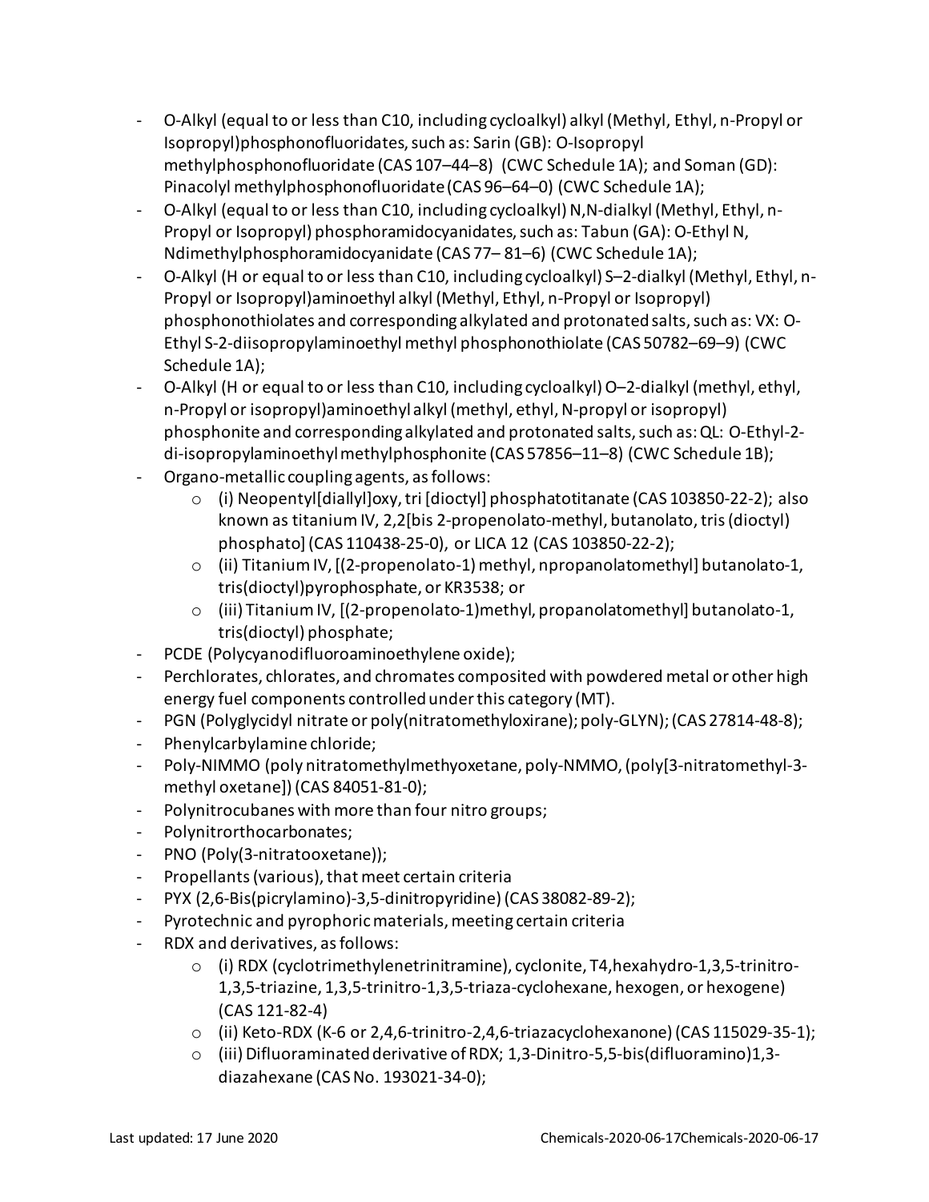- O-Alkyl (equal to or less than C10, including cycloalkyl) alkyl (Methyl, Ethyl, n-Propyl or Isopropyl)phosphonofluoridates, such as: Sarin (GB): O-Isopropyl methylphosphonofluoridate (CAS 107–44–8) (CWC Schedule 1A); and Soman (GD): Pinacolyl methylphosphonofluoridate (CAS 96–64–0) (CWC Schedule 1A);
- O-Alkyl (equal to or less than C10, including cycloalkyl) N,N-dialkyl (Methyl, Ethyl, n-Propyl or Isopropyl) phosphoramidocyanidates, such as: Tabun (GA): O-Ethyl N, Ndimethylphosphoramidocyanidate (CAS 77– 81–6) (CWC Schedule 1A);
- O-Alkyl (H or equal to or less than C10, including cycloalkyl) S–2-dialkyl (Methyl, Ethyl, n-Propyl or Isopropyl)aminoethyl alkyl (Methyl, Ethyl, n-Propyl or Isopropyl) phosphonothiolates and corresponding alkylated and protonated salts, such as: VX: O-Ethyl S-2-diisopropylaminoethyl methyl phosphonothiolate (CAS 50782–69–9) (CWC Schedule 1A);
- O-Alkyl (H or equal to or less than C10, including cycloalkyl) O–2-dialkyl (methyl, ethyl, n-Propyl or isopropyl)aminoethyl alkyl (methyl, ethyl, N-propyl or isopropyl) phosphonite and corresponding alkylated and protonated salts, such as: QL: O-Ethyl-2-di-isopropylaminoethyl methylphosphonite (CAS 57856–11–8) (CWC Schedule 1B);
- Organo-metallic coupling agents, as follows:
  - (i) Neopentyl[diallyl]oxy, tri [dioctyl] phosphatotitanate (CAS 103850-22-2); also known as titanium IV, 2,2[bis 2-propenolato-methyl, butanolato, tris (dioctyl) phosphato] (CAS 110438-25-0), or LICA 12 (CAS 103850-22-2);
  - (ii) Titanium IV, [(2-propenolato-1) methyl, npropanolatomethyl] butanolato-1, tris(dioctyl)pyrophosphate, or KR3538; or
  - (iii) Titanium IV, [(2-propenolato-1)methyl, propanolatomethyl] butanolato-1, tris(dioctyl) phosphate;
- PCDE (Polycyanodifluoroaminoethylene oxide);
- Perchlorates, chlorates, and chromates composited with powdered metal or other high energy fuel components controlled under this category (MT).
- PGN (Polyglycidyl nitrate or poly(nitratomethyloxirane); poly-GLYN); (CAS 27814-48-8);
- Phenylcarbylamine chloride;
- Poly-NIMMO (poly nitratomethylmethyoxetane, poly-NMMO, (poly[3-nitratomethyl-3-methyl oxetane]) (CAS 84051-81-0);
- Polynitrocubanes with more than four nitro groups;
- Polynitrorthocarbonates;
- PNO (Poly(3-nitratooxetane));
- Propellants (various), that meet certain criteria
- PYX (2,6-Bis(picrylamino)-3,5-dinitropyridine) (CAS 38082-89-2);
- Pyrotechnic and pyrophoric materials, meeting certain criteria
- RDX and derivatives, as follows:
  - (i) RDX (cyclotrimethylenetrinitramine), cyclonite, T4,hexahydro-1,3,5-trinitro-1,3,5-triazine, 1,3,5-trinitro-1,3,5-triaza-cyclohexane, hexogen, or hexogene) (CAS 121-82-4)
  - (ii) Keto-RDX (K-6 or 2,4,6-trinitro-2,4,6-triazacyclohexanone) (CAS 115029-35-1);
  - (iii) Difluoraminated derivative of RDX; 1,3-Dinitro-5,5-bis(difluoramino)1,3-diazahexane (CAS No. 193021-34-0);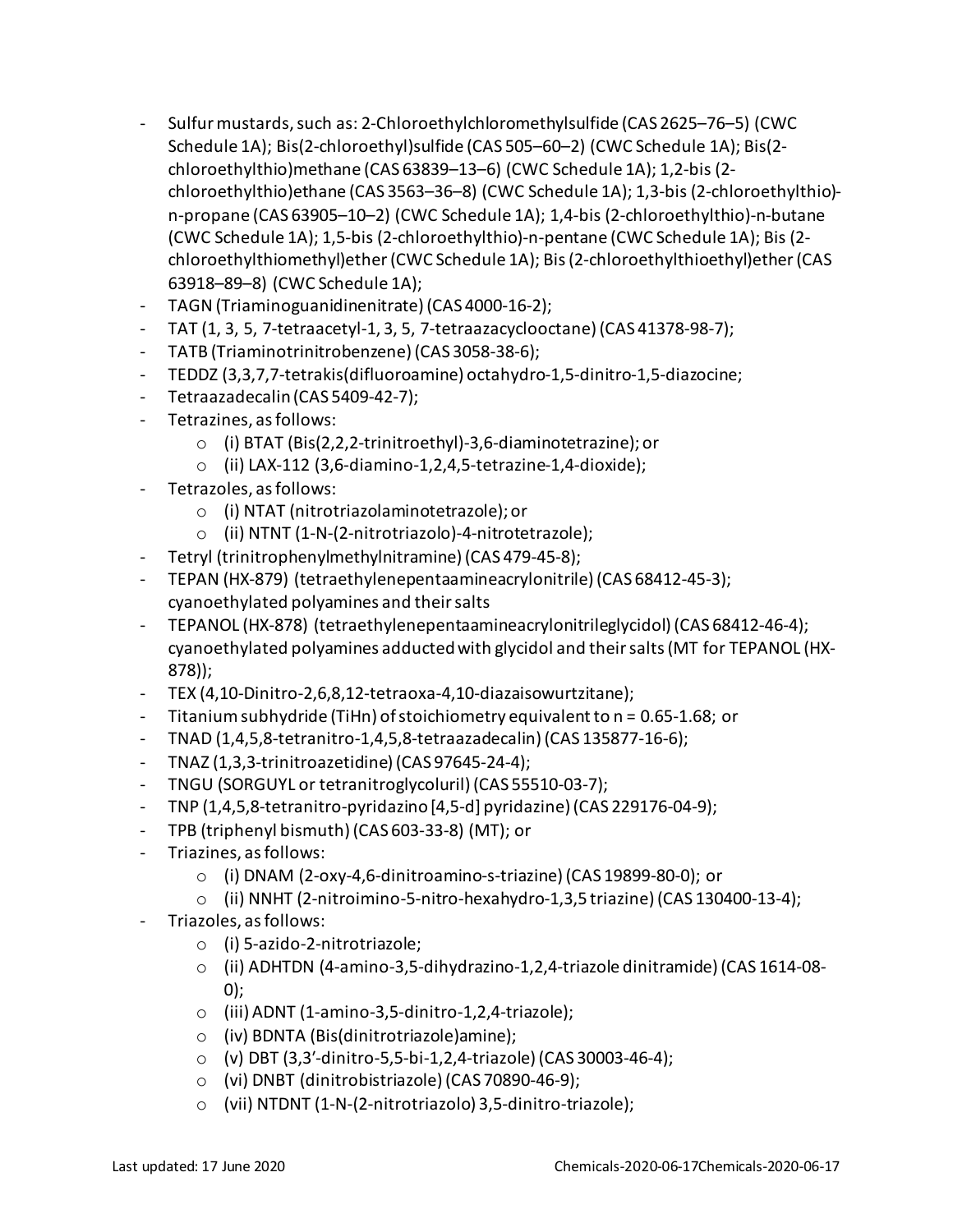- Sulfur mustards, such as: 2-Chloroethylchloromethylsulfide (CAS 2625–76–5) (CWC Schedule 1A); Bis(2-chloroethyl)sulfide (CAS 505–60–2) (CWC Schedule 1A); Bis(2-chloroethylthio)methane (CAS 63839–13–6) (CWC Schedule 1A); 1,2-bis (2-chloroethylthio)ethane (CAS 3563–36–8) (CWC Schedule 1A); 1,3-bis (2-chloroethylthio)-n-propane (CAS 63905–10–2) (CWC Schedule 1A); 1,4-bis (2-chloroethylthio)-n-butane (CWC Schedule 1A); 1,5-bis (2-chloroethylthio)-n-pentane (CWC Schedule 1A); Bis (2-chloroethylthiomethyl)ether (CWC Schedule 1A); Bis (2-chloroethylthioethyl)ether (CAS 63918–89–8) (CWC Schedule 1A);
- TAGN (Triaminoguanidinenitrate) (CAS 4000-16-2);
- TAT (1, 3, 5, 7-tetraacetyl-1, 3, 5, 7-tetraazacyclooctane) (CAS 41378-98-7);
- TATB (Triaminotrinitrobenzene) (CAS 3058-38-6);
- TEDDZ (3,3,7,7-tetrakis(difluoroamine) octahydro-1,5-dinitro-1,5-diazocine;
- Tetraazadecalin (CAS 5409-42-7);
- Tetrazines, as follows:
  - (i) BTAT (Bis(2,2,2-trinitroethyl)-3,6-diaminotetrazine); or
  - (ii) LAX-112 (3,6-diamino-1,2,4,5-tetrazine-1,4-dioxide);
- Tetrazoles, as follows:
  - (i) NTAT (nitrotriazolaminotetrazole); or
  - (ii) NTNT (1-N-(2-nitrotriazolo)-4-nitrotetrazole);
- Tetryl (trinitrophenylmethylnitramine) (CAS 479-45-8);
- TEPAN (HX-879) (tetraethylenepentaamineacrylonitrile) (CAS 68412-45-3); cyanoethylated polyamines and their salts
- TEPANOL (HX-878) (tetraethylenepentaamineacrylonitrileglycidol) (CAS 68412-46-4); cyanoethylated polyamines adducted with glycidol and their salts (MT for TEPANOL (HX-878));
- TEX (4,10-Dinitro-2,6,8,12-tetraoxa-4,10-diazaisowurtzitane);
- Titanium subhydride ($TiH_n$) of stoichiometry equivalent to n = 0.65-1.68; or
- TNAD (1,4,5,8-tetranitro-1,4,5,8-tetraazadecalin) (CAS 135877-16-6);
- TNAZ (1,3,3-trinitroazetidine) (CAS 97645-24-4);
- TNGU (SORGUYL or tetranitroglycoluril) (CAS 55510-03-7);
- TNP (1,4,5,8-tetranitro-pyridazino [4,5-d] pyridazine) (CAS 229176-04-9);
- TPB (triphenyl bismuth) (CAS 603-33-8) (MT); or
- Triazines, as follows:
  - (i) DNAM (2-oxy-4,6-dinitroamino-s-triazine) (CAS 19899-80-0); or
  - (ii) NNHT (2-nitroimino-5-nitro-hexahydro-1,3,5 triazine) (CAS 130400-13-4);
- Triazoles, as follows:
  - (i) 5-azido-2-nitrotriazole;
  - (ii) ADHTDN (4-amino-3,5-dihydrazino-1,2,4-triazole dinitramide) (CAS 1614-08-0);
  - (iii) ADNT (1-amino-3,5-dinitro-1,2,4-triazole);
  - (iv) BDNTA (Bis(dinitrotriazole)amine);
  - (v) DBT (3,3'-dinitro-5,5-bi-1,2,4-triazole) (CAS 30003-46-4);
  - (vi) DNBT (dinitrobistriazole) (CAS 70890-46-9);
  - (vii) NTDNT (1-N-(2-nitrotriazolo) 3,5-dinitro-triazole);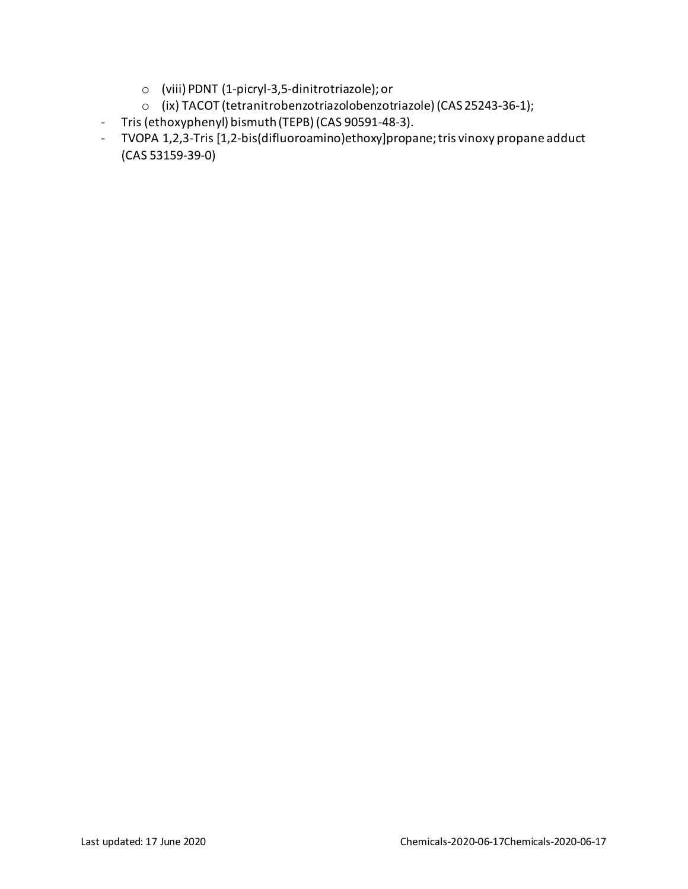- (viii) PDNT (1-picryl-3,5-dinitrotriazole); or
  - (ix) TACOT (tetranitrobenzotriazolobenzotriazole) (CAS 25243-36-1);
- Tris (ethoxyphenyl) bismuth (TEPB) (CAS 90591-48-3).
- TVOPA 1,2,3-Tris [1,2-bis(difluoroamino)ethoxy]propane; tris vinoxy propane adduct (CAS 53159-39-0)